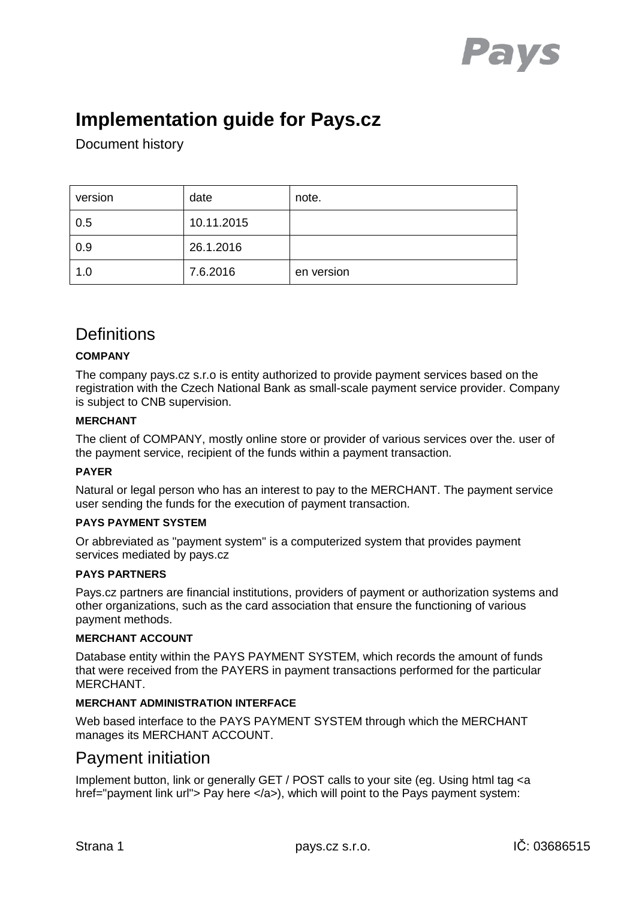# Implementation guide for Pays.cz

Document history

| version | date | note. |
| --- | --- | --- |
| 0.5 | 10.11.2015 | |
| 0.9 | 26.1.2016 | |
| 1.0 | 7.6.2016 | en version |

## Definitions

**COMPANY**

The company pays.cz s.r.o is entity authorized to provide payment services based on the registration with the Czech National Bank as small-scale payment service provider. Company is subject to CNB supervision.

**MERCHANT**

The client of COMPANY, mostly online store or provider of various services over the. user of the payment service, recipient of the funds within a payment transaction.

**PAYER**

Natural or legal person who has an interest to pay to the MERCHANT. The payment service user sending the funds for the execution of payment transaction.

**PAYS PAYMENT SYSTEM**

Or abbreviated as "payment system" is a computerized system that provides payment services mediated by pays.cz

**PAYS PARTNERS**

Pays.cz partners are financial institutions, providers of payment or authorization systems and other organizations, such as the card association that ensure the functioning of various payment methods.

**MERCHANT ACCOUNT**

Database entity within the PAYS PAYMENT SYSTEM, which records the amount of funds that were received from the PAYERS in payment transactions performed for the particular MERCHANT.

**MERCHANT ADMINISTRATION INTERFACE**

Web based interface to the PAYS PAYMENT SYSTEM through which the MERCHANT manages its MERCHANT ACCOUNT.

## Payment initiation

Implement button, link or generally GET / POST calls to your site (eg. Using html tag <a href="payment link url"> Pay here </a>), which will point to the Pays payment system: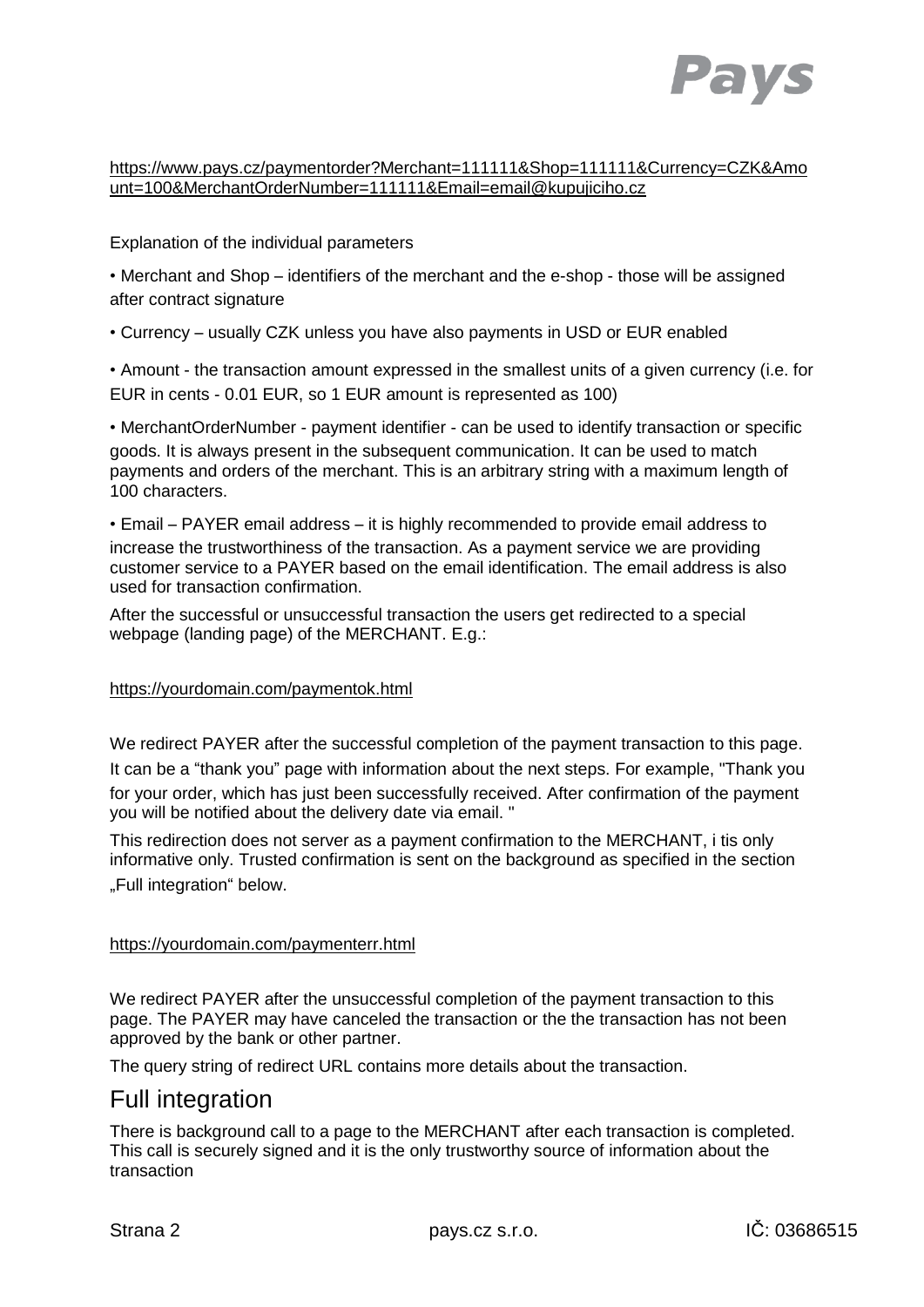https://www.pays.cz/paymentorder?Merchant=111111&Shop=111111&Currency=CZK&Amount=100&MerchantOrderNumber=111111&Email=email@kupujiciho.cz

Explanation of the individual parameters

- Merchant and Shop – identifiers of the merchant and the e-shop - those will be assigned after contract signature
- Currency – usually CZK unless you have also payments in USD or EUR enabled
- Amount - the transaction amount expressed in the smallest units of a given currency (i.e. for EUR in cents - 0.01 EUR, so 1 EUR amount is represented as 100)
- MerchantOrderNumber - payment identifier - can be used to identify transaction or specific goods. It is always present in the subsequent communication. It can be used to match payments and orders of the merchant. This is an arbitrary string with a maximum length of 100 characters.
- Email – PAYER email address – it is highly recommended to provide email address to increase the trustworthiness of the transaction. As a payment service we are providing customer service to a PAYER based on the email identification. The email address is also used for transaction confirmation.

After the successful or unsuccessful transaction the users get redirected to a special webpage (landing page) of the MERCHANT. E.g.:

https://yourdomain.com/paymentok.html

We redirect PAYER after the successful completion of the payment transaction to this page. It can be a "thank you" page with information about the next steps. For example, "Thank you for your order, which has just been successfully received. After confirmation of the payment you will be notified about the delivery date via email. "

This redirection does not server as a payment confirmation to the MERCHANT, i tis only informative only. Trusted confirmation is sent on the background as specified in the section „Full integration" below.

https://yourdomain.com/paymenterr.html

We redirect PAYER after the unsuccessful completion of the payment transaction to this page. The PAYER may have canceled the transaction or the the transaction has not been approved by the bank or other partner.

The query string of redirect URL contains more details about the transaction.

## Full integration

There is background call to a page to the MERCHANT after each transaction is completed. This call is securely signed and it is the only trustworthy source of information about the transaction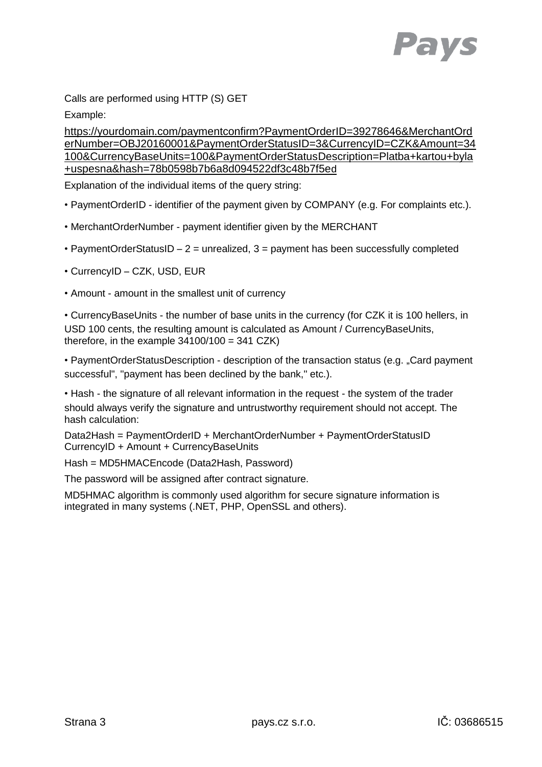Calls are performed using HTTP (S) GET

Example:

https://yourdomain.com/paymentconfirm?PaymentOrderID=39278646&MerchantOrderNumber=OBJ20160001&PaymentOrderStatusID=3&CurrencyID=CZK&Amount=34100&CurrencyBaseUnits=100&PaymentOrderStatusDescription=Platba+kartou+byla+uspesna&hash=78b0598b7b6a8d094522df3c48b7f5ed

Explanation of the individual items of the query string:

- PaymentOrderID - identifier of the payment given by COMPANY (e.g. For complaints etc.).
- MerchantOrderNumber - payment identifier given by the MERCHANT
- PaymentOrderStatusID – 2 = unrealized, 3 = payment has been successfully completed
- CurrencyID – CZK, USD, EUR
- Amount - amount in the smallest unit of currency
- CurrencyBaseUnits - the number of base units in the currency (for CZK it is 100 hellers, in USD 100 cents, the resulting amount is calculated as Amount / CurrencyBaseUnits, therefore, in the example 34100/100 = 341 CZK)
- PaymentOrderStatusDescription - description of the transaction status (e.g. „Card payment successful", "payment has been declined by the bank," etc.).
- Hash - the signature of all relevant information in the request - the system of the trader should always verify the signature and untrustworthy requirement should not accept. The hash calculation:

Data2Hash = PaymentOrderID + MerchantOrderNumber + PaymentOrderStatusID CurrencyID + Amount + CurrencyBaseUnits

Hash = MD5HMACEncode (Data2Hash, Password)

The password will be assigned after contract signature.

MD5HMAC algorithm is commonly used algorithm for secure signature information is integrated in many systems (.NET, PHP, OpenSSL and others).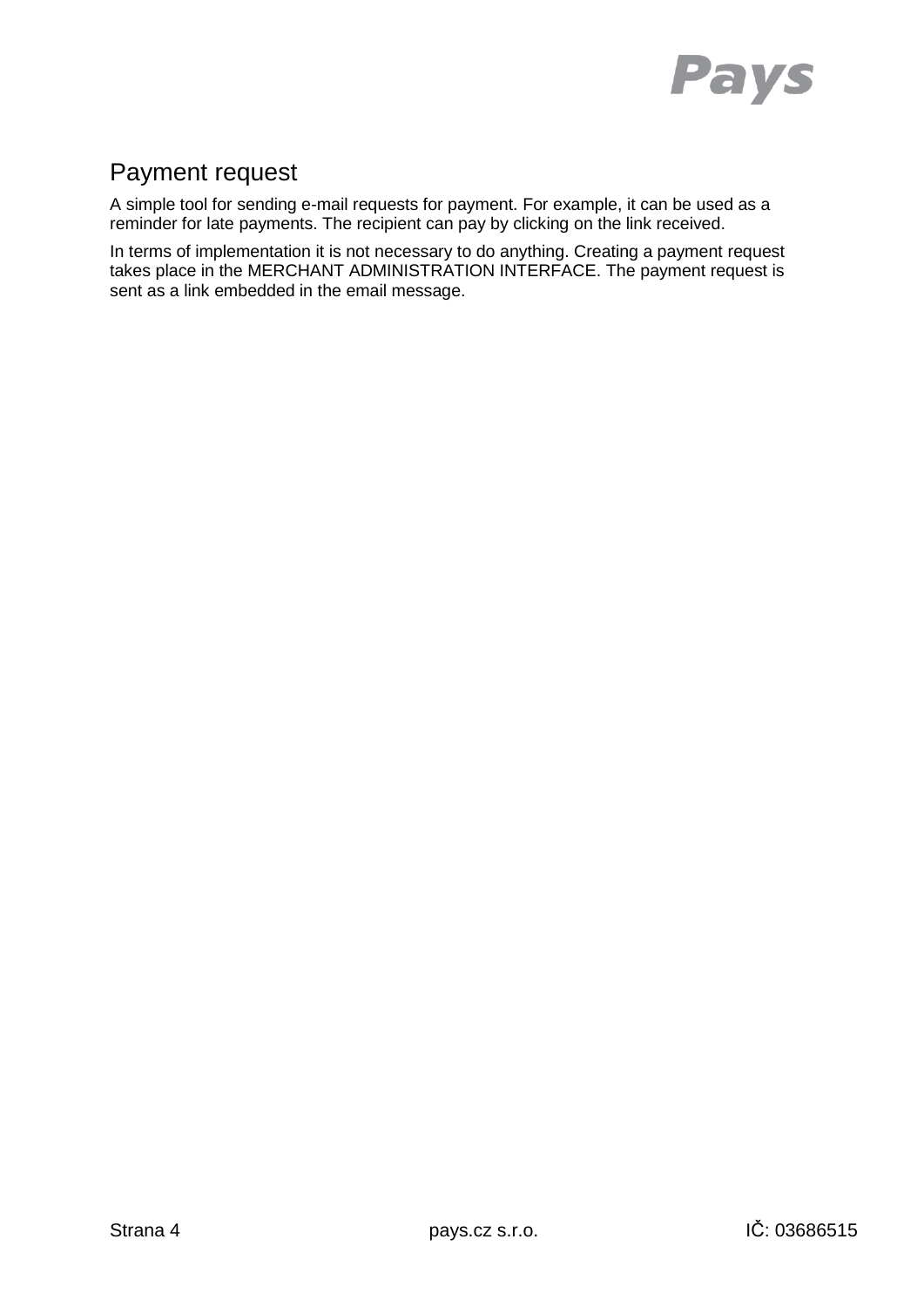## Payment request

A simple tool for sending e-mail requests for payment. For example, it can be used as a reminder for late payments. The recipient can pay by clicking on the link received.

In terms of implementation it is not necessary to do anything. Creating a payment request takes place in the MERCHANT ADMINISTRATION INTERFACE. The payment request is sent as a link embedded in the email message.